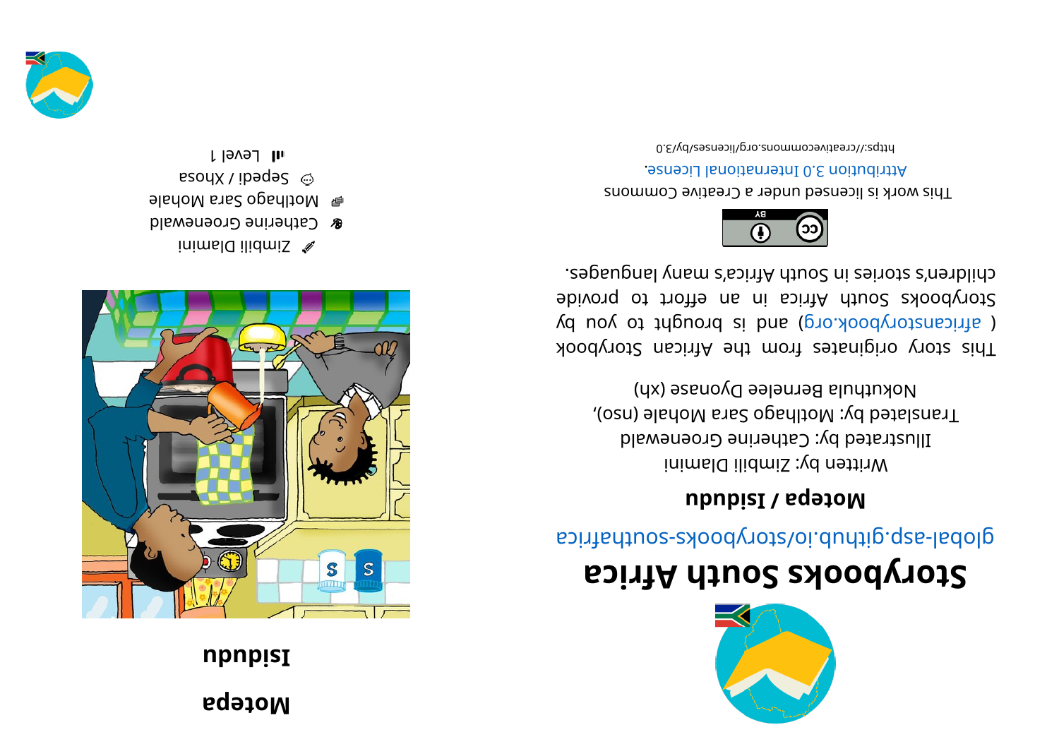# Storybooks South Africa

global-asp.github.io/storybooks-southafrica

## Motepa / Isiduḍu

Written by: Zimbili Dlamini
Illustrated by: Catherine Groenewald
Translated by: Motlhago Sara Mohale (nso),
Nokuthula Berneice Dyonase (xh)

This story originates from the African Storybook ( africanstorybook.org ) and is brought to you by Storybooks South Africa in an effort to provide children's stories in South Africa's many languages.

This work is licensed under a Creative Commons Attribution 3.0 International License.
https://creativecommons.org/licenses/by/3.0

# Motepa

# Isidudu

Zimbili Dlamini
Catherine Groenewald
Motlhago Sara Mohale
Sepedi / Xhosa
Level 1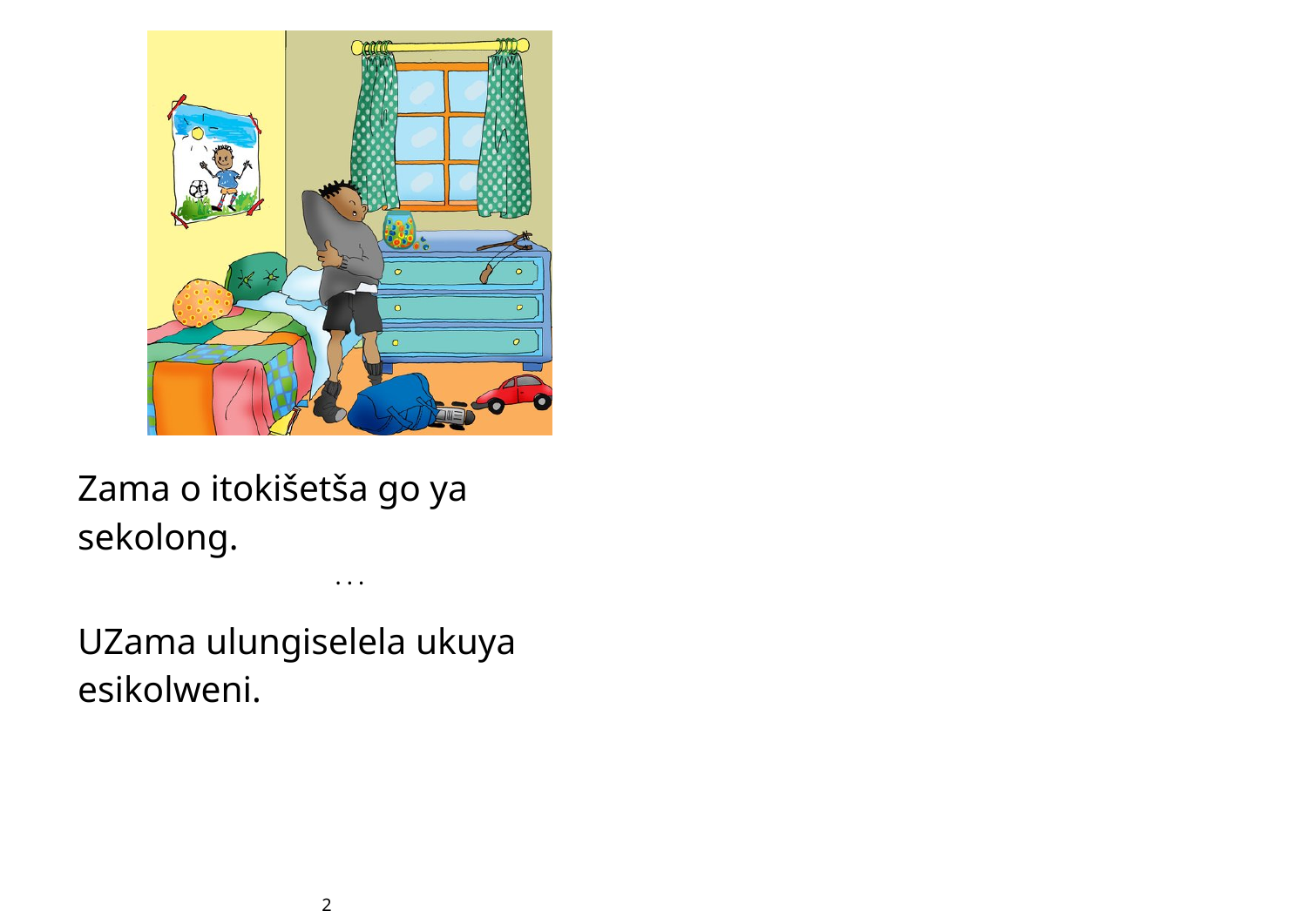Zama o itokišetša go ya sekolong.

...

UZama ulungiselela ukuya esikolweni.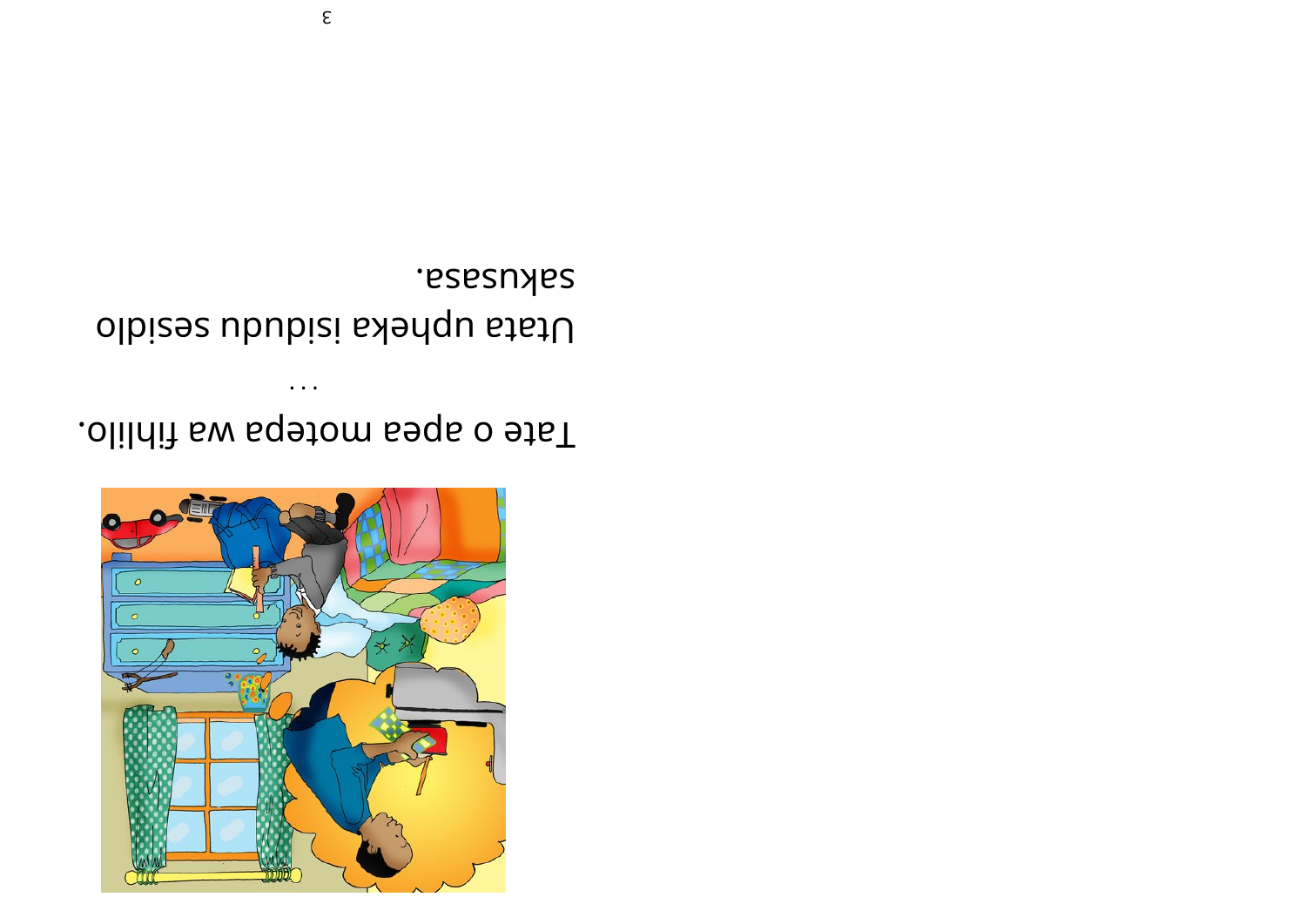Tate o apea motepa wa fihlilo.

...

Utata upheka isidudu sesidlo sakusasa.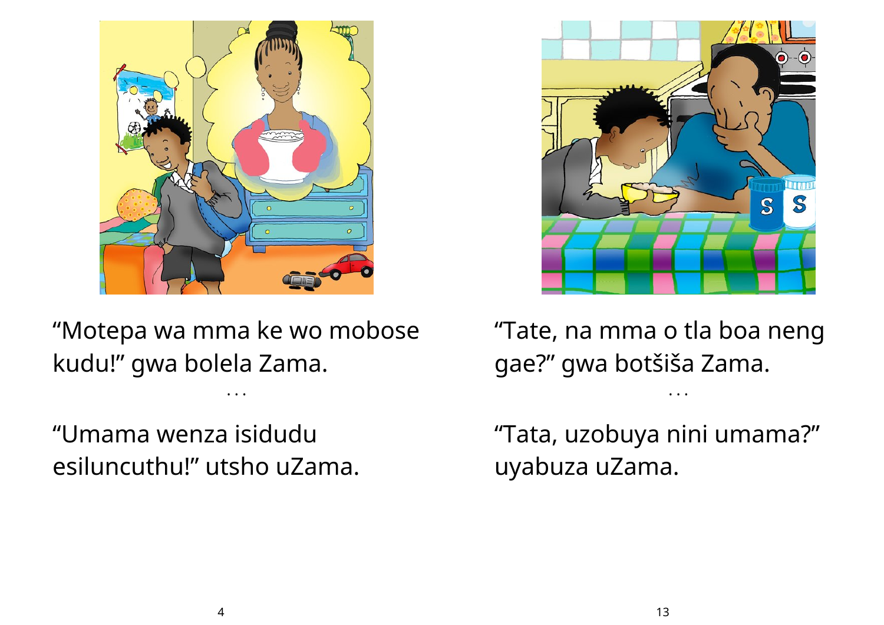“Motepa wa mma ke wo mobose kudu!” gwa bolela Zama.

...

“Umama wenza isidudu esiluncuthu!” utsho uZama.

“Tate, na mma o tla boa neng gae?” gwa botšiša Zama.

...

“Tata, uzobuya nini umama?” uyabuza uZama.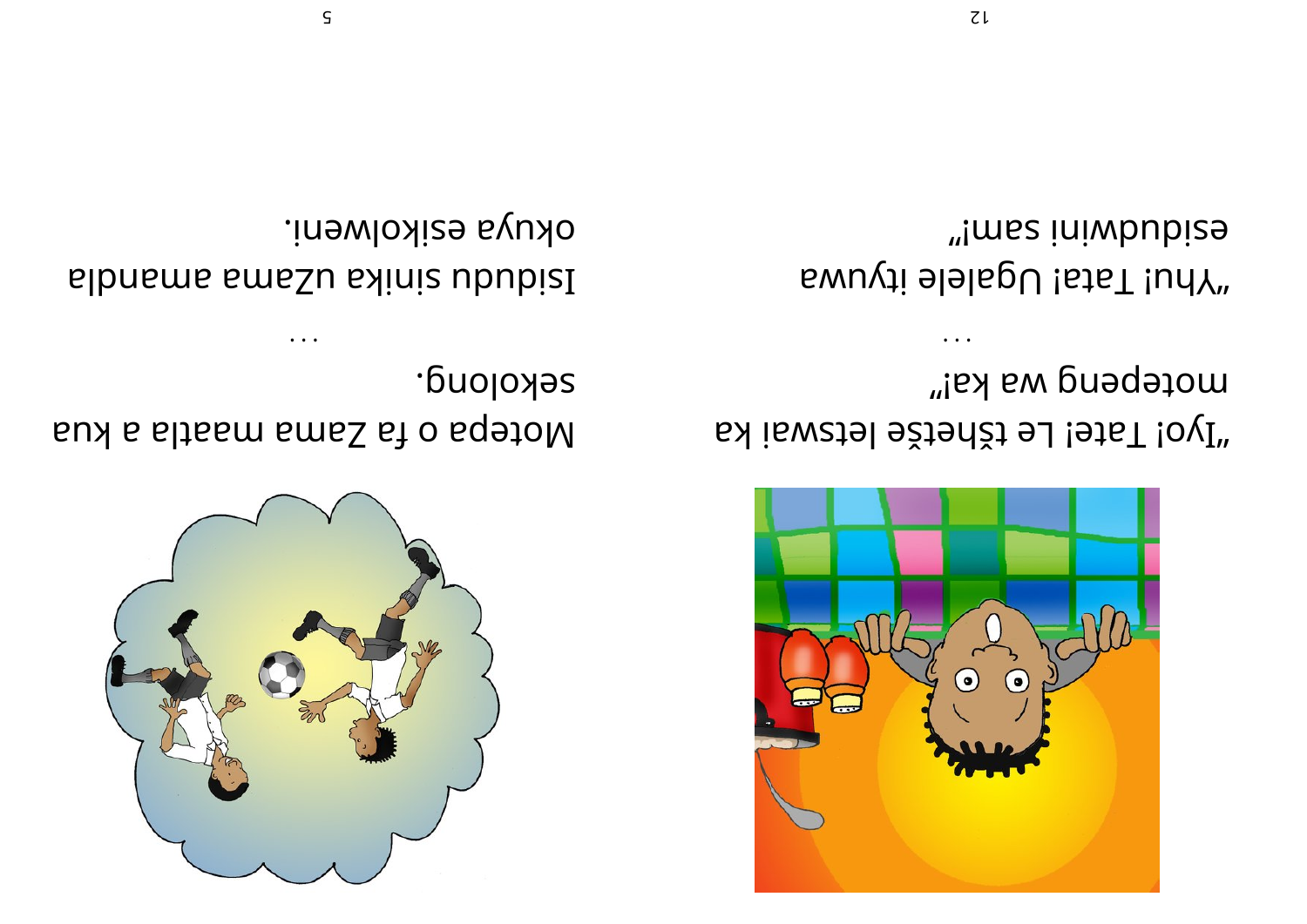"Iyo! Tate! Le tšhetše letswai ka motepeng wa ka!"

...

"Yhu! Tata! Ugalele ityuwa esidudwini sam!"

Motepa o fa Zama maatla a kua sekolong.

...

Isidudu sinika uZama amandla okuya esikolweni.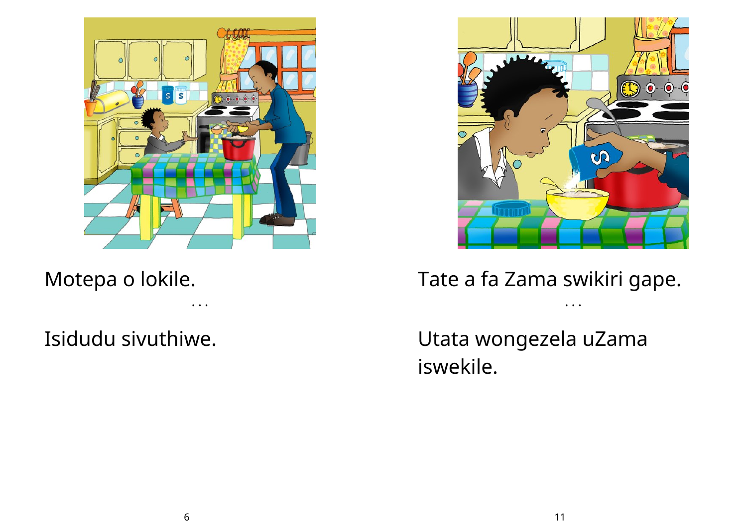Motepa o lokile.

...

Isidudu sivuthiwe.

Tate a fa Zama swikiri gape.

...

Utata wongezela uZama iswekile.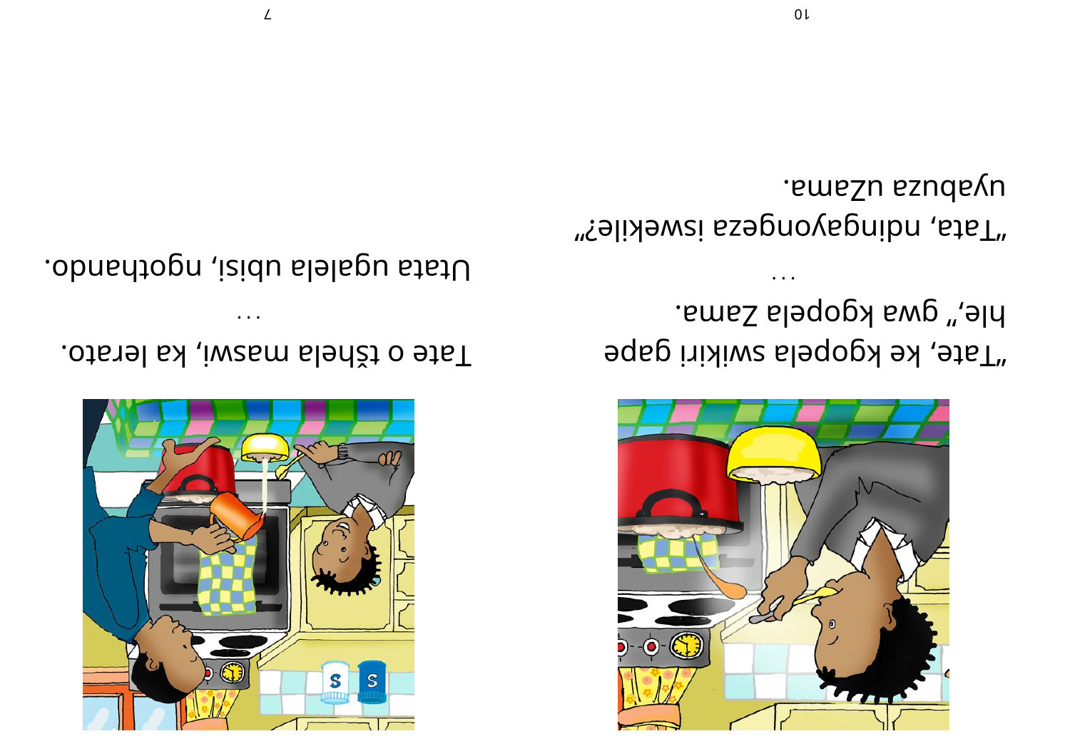"Tate, ke kgopela swikiri gape hle," gwa kgopela Zama.

...

"Tata, ndingayongeza iswekile?" uyabuza uZama.

Tate o tšhela maswi, ka lerato.

...

Utata ugalela ubisi, ngothando.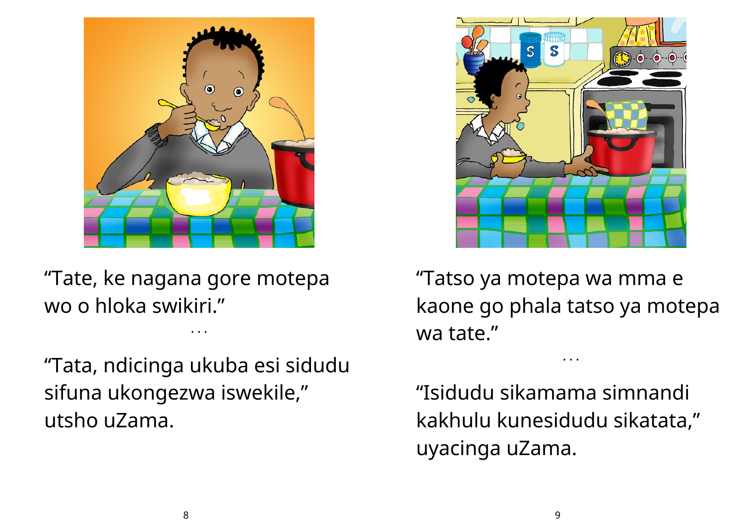“Tate, ke nagana gore motepa wo o hloka swikiri.”

. . .

“Tata, ndicinga ukuba esi sidudu sifuna ukongezwa iswekile,” utsho uZama.

“Tatso ya motepa wa mma e kaone go phala tatso ya motepa wa tate.”

. . .

“Isidudu sikamama simnandi kakhulu kunesidudu sikatata,” uyacinga uZama.